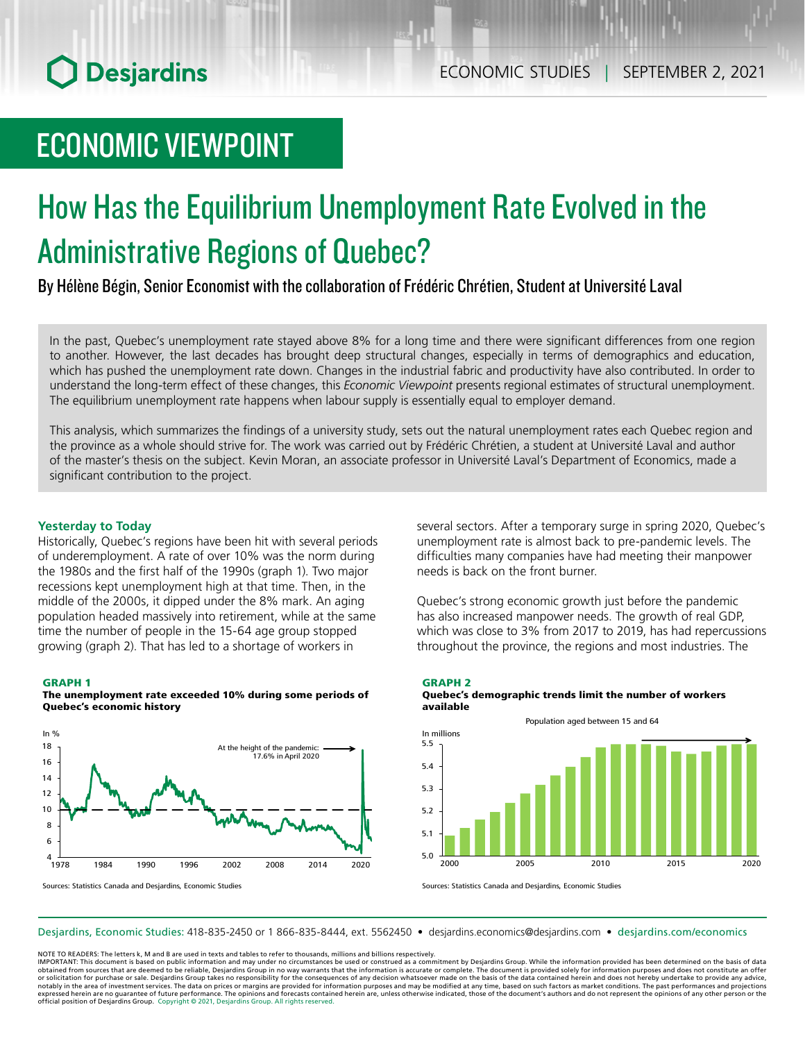# ECONOMIC VIEWPOINT

# How Has the Equilibrium Unemployment Rate Evolved in the Administrative Regions of Quebec?

By Hélène Bégin, Senior Economist with the collaboration of Frédéric Chrétien, Student at Université Laval

In the past, Quebec's unemployment rate stayed above 8% for a long time and there were significant differences from one region to another. However, the last decades has brought deep structural changes, especially in terms of demographics and education, which has pushed the unemployment rate down. Changes in the industrial fabric and productivity have also contributed. In order to understand the long-term effect of these changes, this *Economic Viewpoint* presents regional estimates of structural unemployment. The equilibrium unemployment rate happens when labour supply is essentially equal to employer demand.

This analysis, which summarizes the findings of a university study, sets out the natural unemployment rates each Quebec region and the province as a whole should strive for. The work was carried out by Frédéric Chrétien, a student at Université Laval and author of the master's thesis on the subject. Kevin Moran, an associate professor in Université Laval's Department of Economics, made a significant contribution to the project.

### Yesterday to Today

Historically, Quebec's regions have been hit with several periods of underemployment. A rate of over 10% was the norm during the 1980s and the first half of the 1990s (graph 1). Two major recessions kept unemployment high at that time. Then, in the middle of the 2000s, it dipped under the 8% mark. An aging population headed massively into retirement, while at the same time the number of people in the 15-64 age group stopped growing (graph 2). That has led to a shortage of workers in several sectors. After a temporary surge in spring 2020, Quebec's unemployment rate is almost back to pre-pandemic levels. The difficulties many companies have had meeting their manpower needs is back on the front burner.

Quebec's strong economic growth just before the pandemic has also increased manpower needs. The growth of real GDP, which was close to 3% from 2017 to 2019, has had repercussions throughout the province, the regions and most industries. The

**GRAPH 1**
**The unemployment rate exceeded 10% during some periods of Quebec's economic history**

Sources: Statistics Canada and Desjardins, Economic Studies

**GRAPH 2**
**Quebec's demographic trends limit the number of workers available**

Sources: Statistics Canada and Desjardins, Economic Studies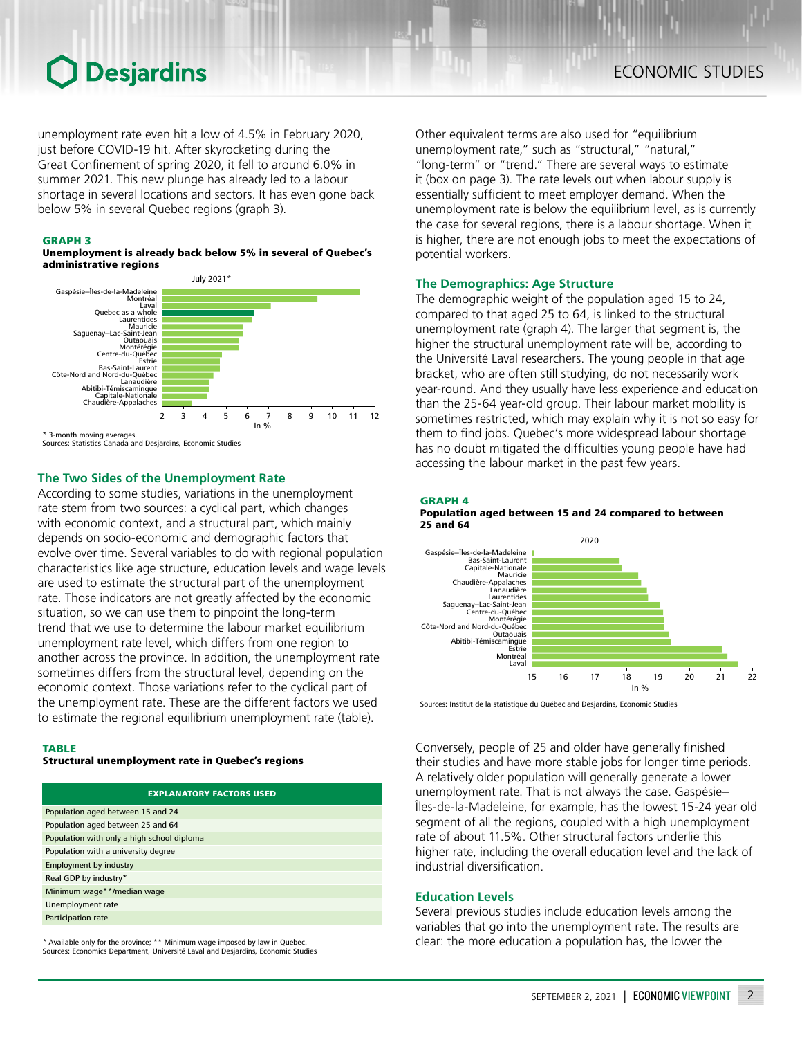unemployment rate even hit a low of 4.5% in February 2020, just before COVID-19 hit. After skyrocketing during the Great Confinement of spring 2020, it fell to around 6.0% in summer 2021. This new plunge has already led to a labour shortage in several locations and sectors. It has even gone back below 5% in several Quebec regions (graph 3).

**GRAPH 3**
**Unemployment is already back below 5% in several of Quebec's administrative regions**

July 2021*

Gaspésie–Îles-de-la-Madeleine, Montréal, Laval, Quebec as a whole, Laurentides, Mauricie, Saguenay–Lac-Saint-Jean, Outaouais, Montérégie, Centre-du-Québec, Estrie, Bas-Saint-Laurent, Côte-Nord and Nord-du-Québec, Lanaudière, Abitibi-Témiscamingue, Capitale-Nationale, Chaudière-Appalaches

In %

\* 3-month moving averages.
Sources: Statistics Canada and Desjardins, Economic Studies

## The Two Sides of the Unemployment Rate

According to some studies, variations in the unemployment rate stem from two sources: a cyclical part, which changes with economic context, and a structural part, which mainly depends on socio-economic and demographic factors that evolve over time. Several variables to do with regional population characteristics like age structure, education levels and wage levels are used to estimate the structural part of the unemployment rate. Those indicators are not greatly affected by the economic situation, so we can use them to pinpoint the long-term trend that we use to determine the labour market equilibrium unemployment rate level, which differs from one region to another across the province. In addition, the unemployment rate sometimes differs from the structural level, depending on the economic context. Those variations refer to the cyclical part of the unemployment rate. These are the different factors we used to estimate the regional equilibrium unemployment rate (table).

**TABLE**
**Structural unemployment rate in Quebec's regions**

| EXPLANATORY FACTORS USED |
|---|
| Population aged between 15 and 24 |
| Population aged between 25 and 64 |
| Population with only a high school diploma |
| Population with a university degree |
| Employment by industry |
| Real GDP by industry* |
| Minimum wage**/median wage |
| Unemployment rate |
| Participation rate |

\* Available only for the province; ** Minimum wage imposed by law in Quebec.
Sources: Economics Department, Université Laval and Desjardins, Economic Studies

Other equivalent terms are also used for "equilibrium unemployment rate," such as "structural," "natural," "long-term" or "trend." There are several ways to estimate it (box on page 3). The rate levels out when labour supply is essentially sufficient to meet employer demand. When the unemployment rate is below the equilibrium level, as is currently the case for several regions, there is a labour shortage. When it is higher, there are not enough jobs to meet the expectations of potential workers.

## The Demographics: Age Structure

The demographic weight of the population aged 15 to 24, compared to that aged 25 to 64, is linked to the structural unemployment rate (graph 4). The larger that segment is, the higher the structural unemployment rate will be, according to the Université Laval researchers. The young people in that age bracket, who are often still studying, do not necessarily work year-round. And they usually have less experience and education than the 25-64 year-old group. Their labour market mobility is sometimes restricted, which may explain why it is not so easy for them to find jobs. Quebec's more widespread labour shortage has no doubt mitigated the difficulties young people have had accessing the labour market in the past few years.

**GRAPH 4**
**Population aged between 15 and 24 compared to between 25 and 64**

2020

Gaspésie–Îles-de-la-Madeleine, Bas-Saint-Laurent, Capitale-Nationale, Mauricie, Chaudière-Appalaches, Lanaudière, Laurentides, Saguenay–Lac-Saint-Jean, Centre-du-Québec, Montérégie, Côte-Nord and Nord-du-Québec, Outaouais, Abitibi-Témiscamingue, Estrie, Montréal, Laval

In %

Sources: Institut de la statistique du Québec and Desjardins, Economic Studies

Conversely, people of 25 and older have generally finished their studies and have more stable jobs for longer time periods. A relatively older population will generally generate a lower unemployment rate. That is not always the case. Gaspésie–Îles-de-la-Madeleine, for example, has the lowest 15-24 year old segment of all the regions, coupled with a high unemployment rate of about 11.5%. Other structural factors underlie this higher rate, including the overall education level and the lack of industrial diversification.

## Education Levels

Several previous studies include education levels among the variables that go into the unemployment rate. The results are clear: the more education a population has, the lower the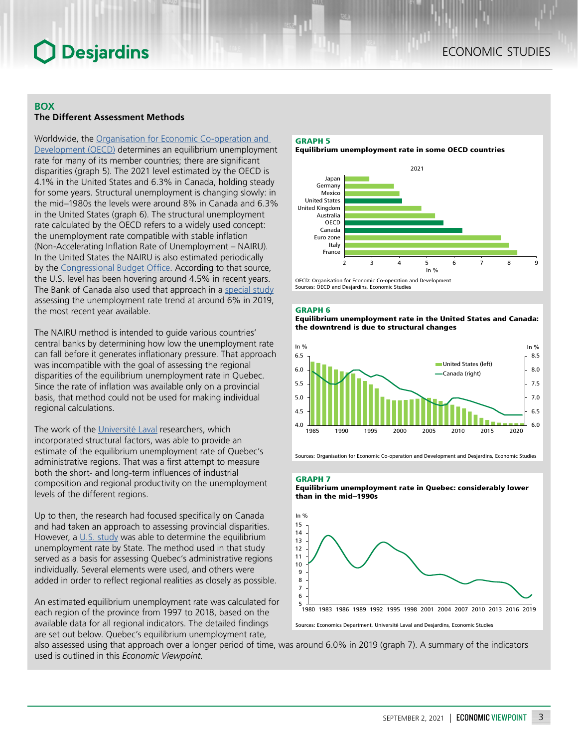## BOX

### The Different Assessment Methods

Worldwide, the Organisation for Economic Co-operation and Development (OECD) determines an equilibrium unemployment rate for many of its member countries; there are significant disparities (graph 5). The 2021 level estimated by the OECD is 4.1% in the United States and 6.3% in Canada, holding steady for some years. Structural unemployment is changing slowly: in the mid–1980s the levels were around 8% in Canada and 6.3% in the United States (graph 6). The structural unemployment rate calculated by the OECD refers to a widely used concept: the unemployment rate compatible with stable inflation (Non-Accelerating Inflation Rate of Unemployment – NAIRU). In the United States the NAIRU is also estimated periodically by the Congressional Budget Office. According to that source, the U.S. level has been hovering around 4.5% in recent years. The Bank of Canada also used that approach in a special study assessing the unemployment rate trend at around 6% in 2019, the most recent year available.

The NAIRU method is intended to guide various countries' central banks by determining how low the unemployment rate can fall before it generates inflationary pressure. That approach was incompatible with the goal of assessing the regional disparities of the equilibrium unemployment rate in Quebec. Since the rate of inflation was available only on a provincial basis, that method could not be used for making individual regional calculations.

The work of the Université Laval researchers, which incorporated structural factors, was able to provide an estimate of the equilibrium unemployment rate of Quebec's administrative regions. That was a first attempt to measure both the short- and long-term influences of industrial composition and regional productivity on the unemployment levels of the different regions.

Up to then, the research had focused specifically on Canada and had taken an approach to assessing provincial disparities. However, a U.S. study was able to determine the equilibrium unemployment rate by State. The method used in that study served as a basis for assessing Quebec's administrative regions individually. Several elements were used, and others were added in order to reflect regional realities as closely as possible.

An estimated equilibrium unemployment rate was calculated for each region of the province from 1997 to 2018, based on the available data for all regional indicators. The detailed findings are set out below. Quebec's equilibrium unemployment rate, also assessed using that approach over a longer period of time, was around 6.0% in 2019 (graph 7). A summary of the indicators used is outlined in this *Economic Viewpoint*.

**GRAPH 5**
**Equilibrium unemployment rate in some OECD countries**

2021 (In %): Japan, Germany, Mexico, United States, United Kingdom, Australia, OECD, Canada, Euro zone, Italy, France

OECD: Organisation for Economic Co-operation and Development
Sources: OECD and Desjardins, Economic Studies

**GRAPH 6**
**Equilibrium unemployment rate in the United States and Canada: the downtrend is due to structural changes**

United States (left), Canada (right) — In %

Sources: Organisation for Economic Co-operation and Development and Desjardins, Economic Studies

**GRAPH 7**
**Equilibrium unemployment rate in Quebec: considerably lower than in the mid–1990s**

In %

Sources: Economics Department, Université Laval and Desjardins, Economic Studies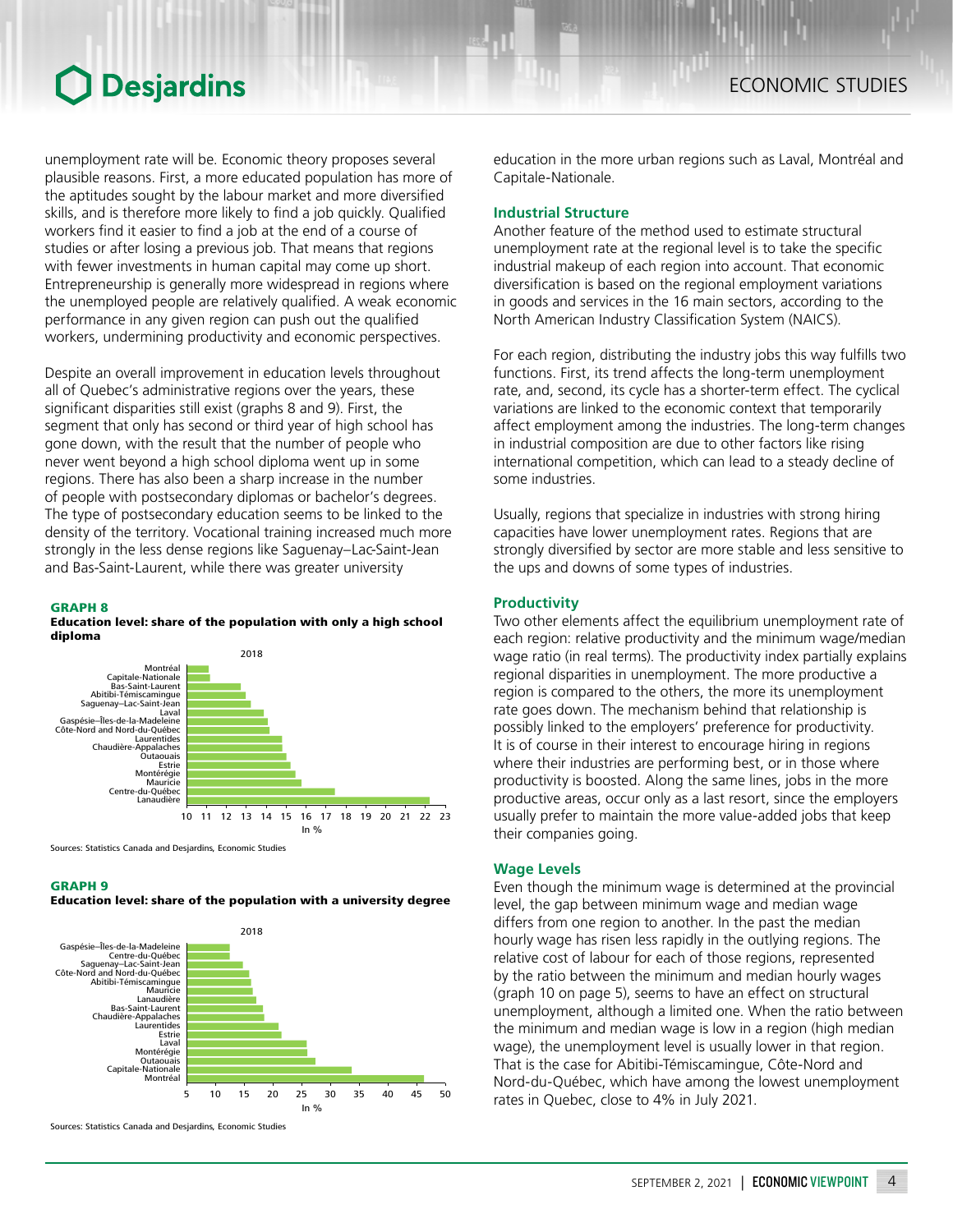unemployment rate will be. Economic theory proposes several plausible reasons. First, a more educated population has more of the aptitudes sought by the labour market and more diversified skills, and is therefore more likely to find a job quickly. Qualified workers find it easier to find a job at the end of a course of studies or after losing a previous job. That means that regions with fewer investments in human capital may come up short. Entrepreneurship is generally more widespread in regions where the unemployed people are relatively qualified. A weak economic performance in any given region can push out the qualified workers, undermining productivity and economic perspectives.

Despite an overall improvement in education levels throughout all of Quebec's administrative regions over the years, these significant disparities still exist (graphs 8 and 9). First, the segment that only has second or third year of high school has gone down, with the result that the number of people who never went beyond a high school diploma went up in some regions. There has also been a sharp increase in the number of people with postsecondary diplomas or bachelor's degrees. The type of postsecondary education seems to be linked to the density of the territory. Vocational training increased much more strongly in the less dense regions like Saguenay–Lac-Saint-Jean and Bas-Saint-Laurent, while there was greater university education in the more urban regions such as Laval, Montréal and Capitale-Nationale.

**GRAPH 8**
**Education level: share of the population with only a high school diploma**

2018 — Regions (from lowest to highest share, In %): Montréal, Capitale-Nationale, Bas-Saint-Laurent, Abitibi-Témiscamingue, Saguenay–Lac-Saint-Jean, Laval, Gaspésie–Îles-de-la-Madeleine, Côte-Nord and Nord-du-Québec, Laurentides, Chaudière-Appalaches, Outaouais, Estrie, Montérégie, Mauricie, Centre-du-Québec, Lanaudière

Sources: Statistics Canada and Desjardins, Economic Studies

**GRAPH 9**
**Education level: share of the population with a university degree**

2018 — Regions (from lowest to highest share, In %): Gaspésie–Îles-de-la-Madeleine, Centre-du-Québec, Saguenay–Lac-Saint-Jean, Côte-Nord and Nord-du-Québec, Abitibi-Témiscamingue, Mauricie, Lanaudière, Bas-Saint-Laurent, Chaudière-Appalaches, Laurentides, Estrie, Laval, Montérégie, Outaouais, Capitale-Nationale, Montréal

Sources: Statistics Canada and Desjardins, Economic Studies

### Industrial Structure

Another feature of the method used to estimate structural unemployment rate at the regional level is to take the specific industrial makeup of each region into account. That economic diversification is based on the regional employment variations in goods and services in the 16 main sectors, according to the North American Industry Classification System (NAICS).

For each region, distributing the industry jobs this way fulfills two functions. First, its trend affects the long-term unemployment rate, and, second, its cycle has a shorter-term effect. The cyclical variations are linked to the economic context that temporarily affect employment among the industries. The long-term changes in industrial composition are due to other factors like rising international competition, which can lead to a steady decline of some industries.

Usually, regions that specialize in industries with strong hiring capacities have lower unemployment rates. Regions that are strongly diversified by sector are more stable and less sensitive to the ups and downs of some types of industries.

### Productivity

Two other elements affect the equilibrium unemployment rate of each region: relative productivity and the minimum wage/median wage ratio (in real terms). The productivity index partially explains regional disparities in unemployment. The more productive a region is compared to the others, the more its unemployment rate goes down. The mechanism behind that relationship is possibly linked to the employers' preference for productivity. It is of course in their interest to encourage hiring in regions where their industries are performing best, or in those where productivity is boosted. Along the same lines, jobs in the more productive areas, occur only as a last resort, since the employers usually prefer to maintain the more value-added jobs that keep their companies going.

### Wage Levels

Even though the minimum wage is determined at the provincial level, the gap between minimum wage and median wage differs from one region to another. In the past the median hourly wage has risen less rapidly in the outlying regions. The relative cost of labour for each of those regions, represented by the ratio between the minimum and median hourly wages (graph 10 on page 5), seems to have an effect on structural unemployment, although a limited one. When the ratio between the minimum and median wage is low in a region (high median wage), the unemployment level is usually lower in that region. That is the case for Abitibi-Témiscamingue, Côte-Nord and Nord-du-Québec, which have among the lowest unemployment rates in Quebec, close to 4% in July 2021.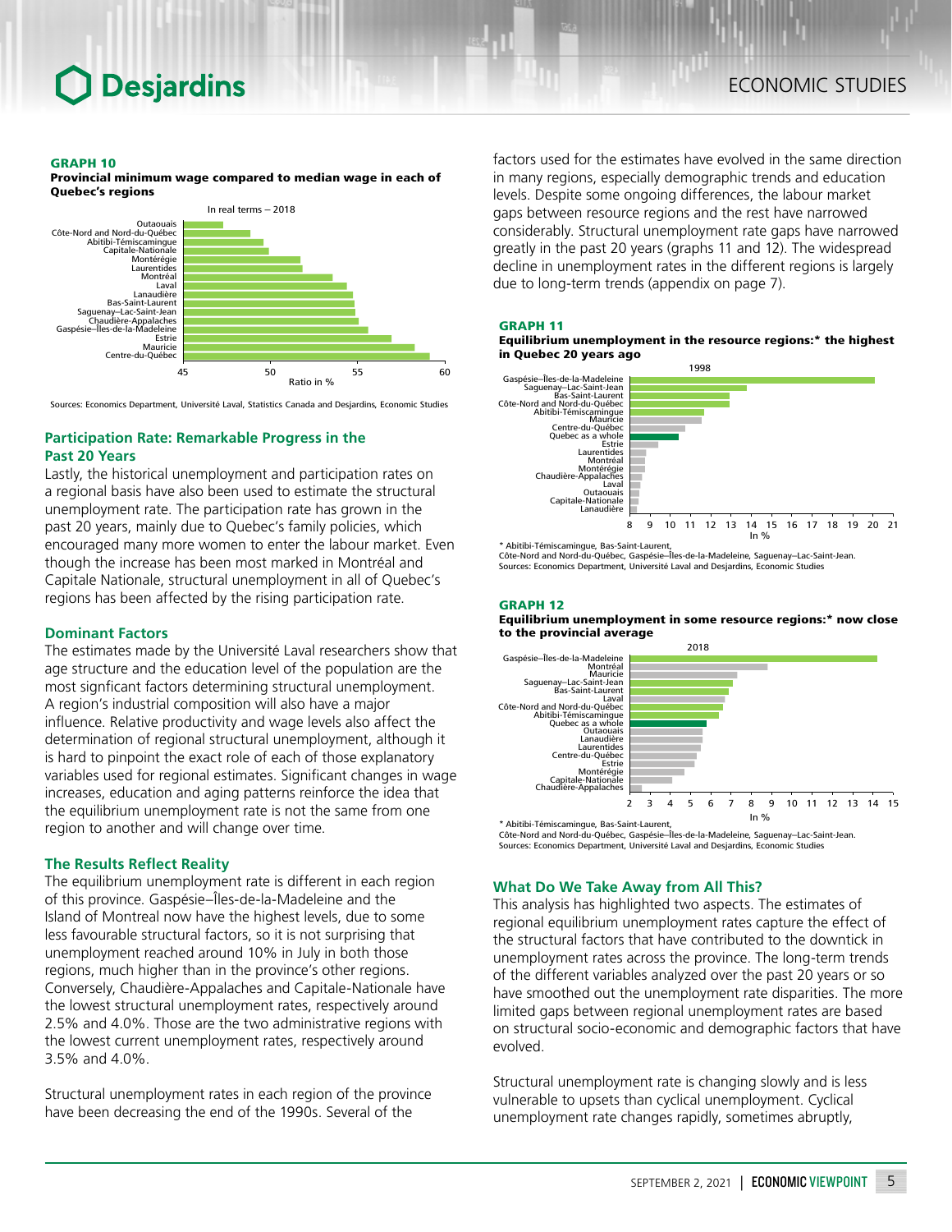**GRAPH 10**
**Provincial minimum wage compared to median wage in each of Quebec's regions**

In real terms – 2018

Outaouais
Côte-Nord and Nord-du-Québec
Abitibi-Témiscamingue
Capitale-Nationale
Montérégie
Laurentides
Montréal
Laval
Lanaudière
Bas-Saint-Laurent
Saguenay–Lac-Saint-Jean
Chaudière-Appalaches
Gaspésie–Îles-de-la-Madeleine
Estrie
Mauricie
Centre-du-Québec

45 50 55 60
Ratio in %

Sources: Economics Department, Université Laval, Statistics Canada and Desjardins, Economic Studies

### Participation Rate: Remarkable Progress in the Past 20 Years

Lastly, the historical unemployment and participation rates on a regional basis have also been used to estimate the structural unemployment rate. The participation rate has grown in the past 20 years, mainly due to Quebec's family policies, which encouraged many more women to enter the labour market. Even though the increase has been most marked in Montréal and Capitale Nationale, structural unemployment in all of Quebec's regions has been affected by the rising participation rate.

### Dominant Factors

The estimates made by the Université Laval researchers show that age structure and the education level of the population are the most signficant factors determining structural unemployment. A region's industrial composition will also have a major influence. Relative productivity and wage levels also affect the determination of regional structural unemployment, although it is hard to pinpoint the exact role of each of those explanatory variables used for regional estimates. Significant changes in wage increases, education and aging patterns reinforce the idea that the equilibrium unemployment rate is not the same from one region to another and will change over time.

### The Results Reflect Reality

The equilibrium unemployment rate is different in each region of this province. Gaspésie–Îles-de-la-Madeleine and the Island of Montreal now have the highest levels, due to some less favourable structural factors, so it is not surprising that unemployment reached around 10% in July in both those regions, much higher than in the province's other regions. Conversely, Chaudière-Appalaches and Capitale-Nationale have the lowest structural unemployment rates, respectively around 2.5% and 4.0%. Those are the two administrative regions with the lowest current unemployment rates, respectively around 3.5% and 4.0%.

Structural unemployment rates in each region of the province have been decreasing the end of the 1990s. Several of the factors used for the estimates have evolved in the same direction in many regions, especially demographic trends and education levels. Despite some ongoing differences, the labour market gaps between resource regions and the rest have narrowed considerably. Structural unemployment rate gaps have narrowed greatly in the past 20 years (graphs 11 and 12). The widespread decline in unemployment rates in the different regions is largely due to long-term trends (appendix on page 7).

**GRAPH 11**
**Equilibrium unemployment in the resource regions:* the highest in Quebec 20 years ago**

1998

Gaspésie–Îles-de-la-Madeleine
Saguenay–Lac-Saint-Jean
Bas-Saint-Laurent
Côte-Nord and Nord-du-Québec
Abitibi-Témiscamingue
Mauricie
Centre-du-Québec
Quebec as a whole
Estrie
Laurentides
Montréal
Montérégie
Chaudière-Appalaches
Laval
Outaouais
Capitale-Nationale
Lanaudière

8 9 10 11 12 13 14 15 16 17 18 19 20 21
In %

* Abitibi-Témiscamingue, Bas-Saint-Laurent, Côte-Nord and Nord-du-Québec, Gaspésie–Îles-de-la-Madeleine, Saguenay–Lac-Saint-Jean.
Sources: Economics Department, Université Laval and Desjardins, Economic Studies

**GRAPH 12**
**Equilibrium unemployment in some resource regions:* now close to the provincial average**

2018

Gaspésie–Îles-de-la-Madeleine
Montréal
Mauricie
Saguenay–Lac-Saint-Jean
Bas-Saint-Laurent
Laval
Côte-Nord and Nord-du-Québec
Abitibi-Témiscamingue
Quebec as a whole
Outaouais
Lanaudière
Laurentides
Centre-du-Québec
Estrie
Montérégie
Capitale-Nationale
Chaudière-Appalaches

2 3 4 5 6 7 8 9 10 11 12 13 14 15
In %

* Abitibi-Témiscamingue, Bas-Saint-Laurent, Côte-Nord and Nord-du-Québec, Gaspésie–Îles-de-la-Madeleine, Saguenay–Lac-Saint-Jean.
Sources: Economics Department, Université Laval and Desjardins, Economic Studies

### What Do We Take Away from All This?

This analysis has highlighted two aspects. The estimates of regional equilibrium unemployment rates capture the effect of the structural factors that have contributed to the downtick in unemployment rates across the province. The long-term trends of the different variables analyzed over the past 20 years or so have smoothed out the unemployment rate disparities. The more limited gaps between regional unemployment rates are based on structural socio-economic and demographic factors that have evolved.

Structural unemployment rate is changing slowly and is less vulnerable to upsets than cyclical unemployment. Cyclical unemployment rate changes rapidly, sometimes abruptly,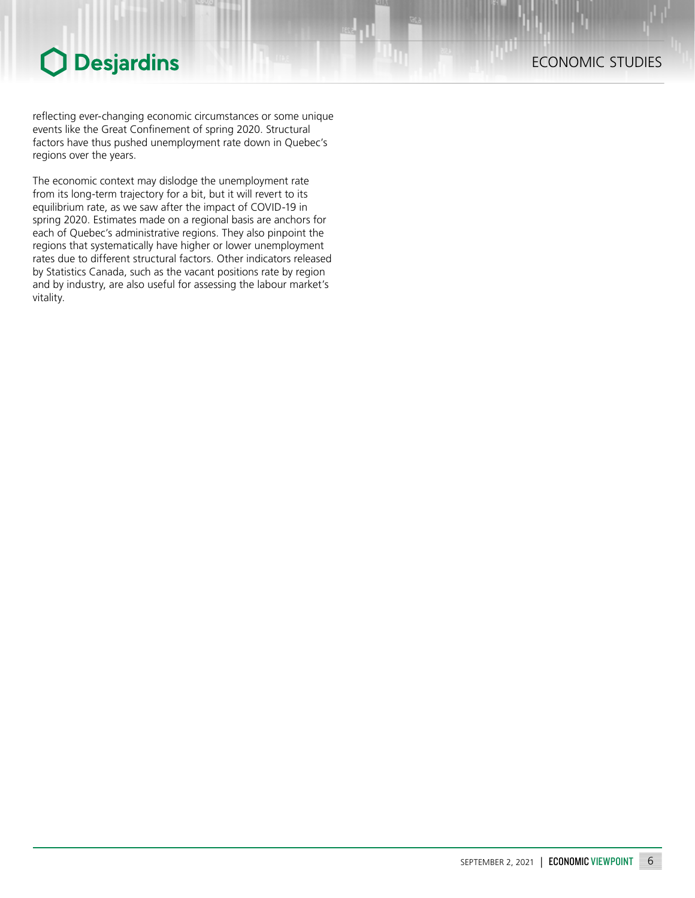reflecting ever-changing economic circumstances or some unique events like the Great Confinement of spring 2020. Structural factors have thus pushed unemployment rate down in Quebec's regions over the years.

The economic context may dislodge the unemployment rate from its long-term trajectory for a bit, but it will revert to its equilibrium rate, as we saw after the impact of COVID-19 in spring 2020. Estimates made on a regional basis are anchors for each of Quebec's administrative regions. They also pinpoint the regions that systematically have higher or lower unemployment rates due to different structural factors. Other indicators released by Statistics Canada, such as the vacant positions rate by region and by industry, are also useful for assessing the labour market's vitality.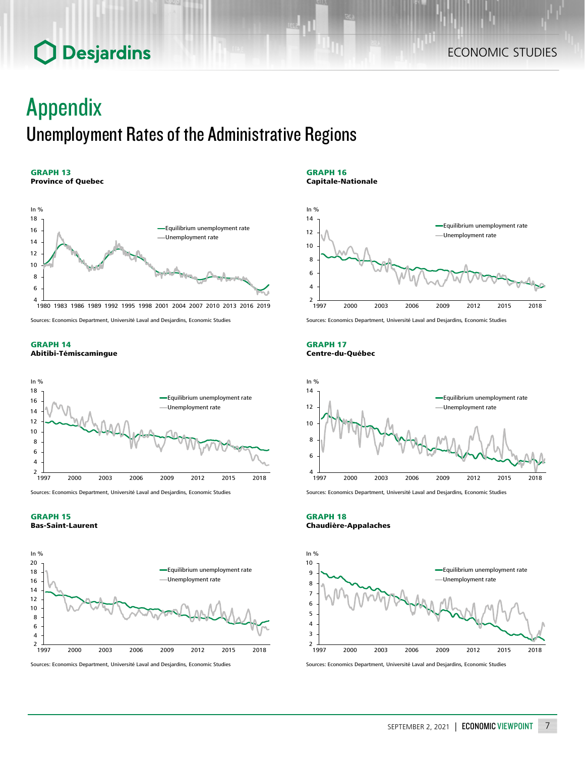# Appendix

## Unemployment Rates of the Administrative Regions

**GRAPH 13**
**Province of Quebec**

In %

Equilibrium unemployment rate
Unemployment rate

Sources: Economics Department, Université Laval and Desjardins, Economic Studies

**GRAPH 14**
**Abitibi-Témiscamingue**

In %

Equilibrium unemployment rate
Unemployment rate

Sources: Economics Department, Université Laval and Desjardins, Economic Studies

**GRAPH 15**
**Bas-Saint-Laurent**

In %

Equilibrium unemployment rate
Unemployment rate

Sources: Economics Department, Université Laval and Desjardins, Economic Studies

**GRAPH 16**
**Capitale-Nationale**

In %

Equilibrium unemployment rate
Unemployment rate

Sources: Economics Department, Université Laval and Desjardins, Economic Studies

**GRAPH 17**
**Centre-du-Québec**

In %

Equilibrium unemployment rate
Unemployment rate

Sources: Economics Department, Université Laval and Desjardins, Economic Studies

**GRAPH 18**
**Chaudière-Appalaches**

In %

Equilibrium unemployment rate
Unemployment rate

Sources: Economics Department, Université Laval and Desjardins, Economic Studies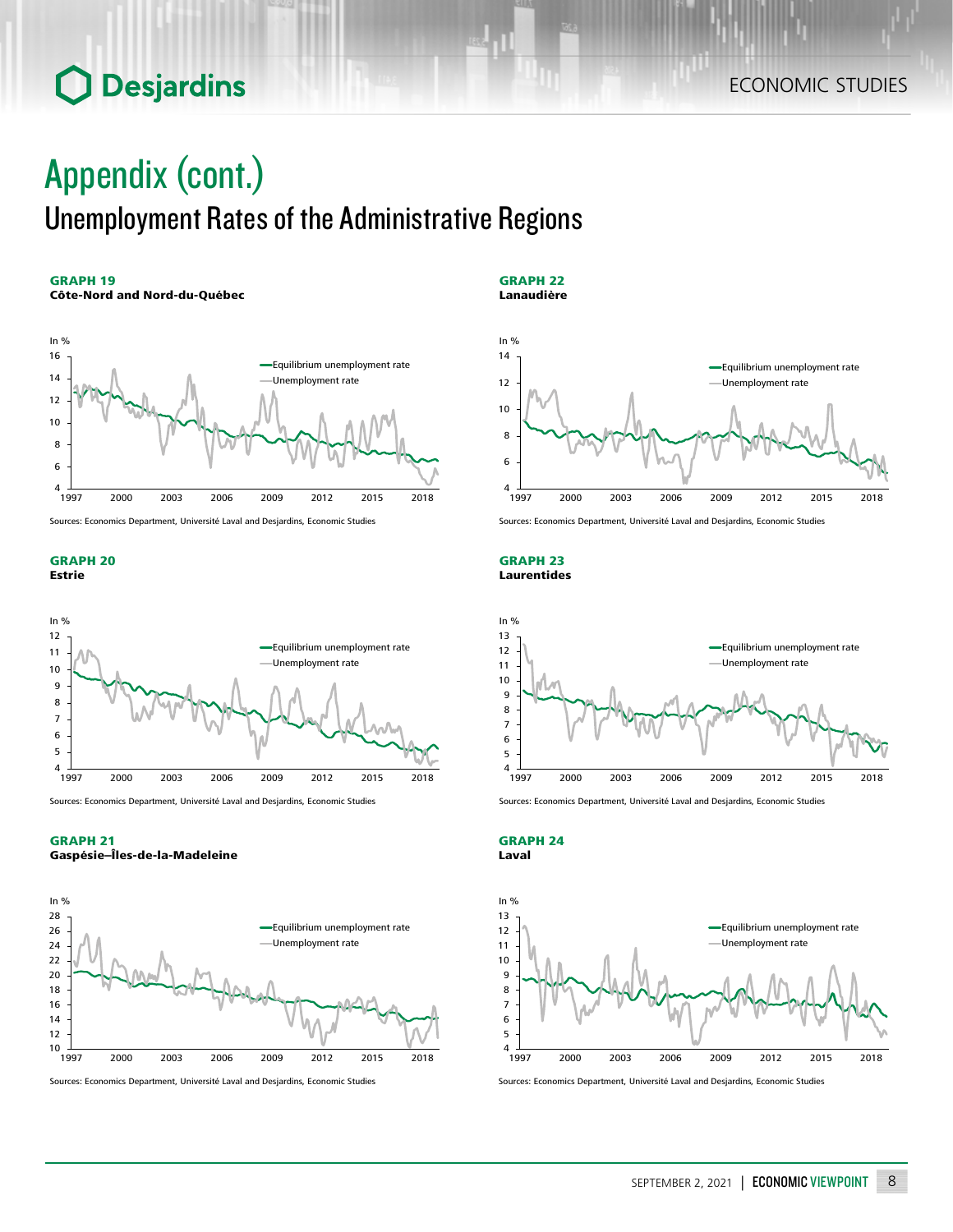# Appendix (cont.)

## Unemployment Rates of the Administrative Regions

**GRAPH 19**
**Côte-Nord and Nord-du-Québec**

Sources: Economics Department, Université Laval and Desjardins, Economic Studies

**GRAPH 20**
**Estrie**

Sources: Economics Department, Université Laval and Desjardins, Economic Studies

**GRAPH 21**
**Gaspésie–Îles-de-la-Madeleine**

Sources: Economics Department, Université Laval and Desjardins, Economic Studies

**GRAPH 22**
**Lanaudière**

Sources: Economics Department, Université Laval and Desjardins, Economic Studies

**GRAPH 23**
**Laurentides**

Sources: Economics Department, Université Laval and Desjardins, Economic Studies

**GRAPH 24**
**Laval**

Sources: Economics Department, Université Laval and Desjardins, Economic Studies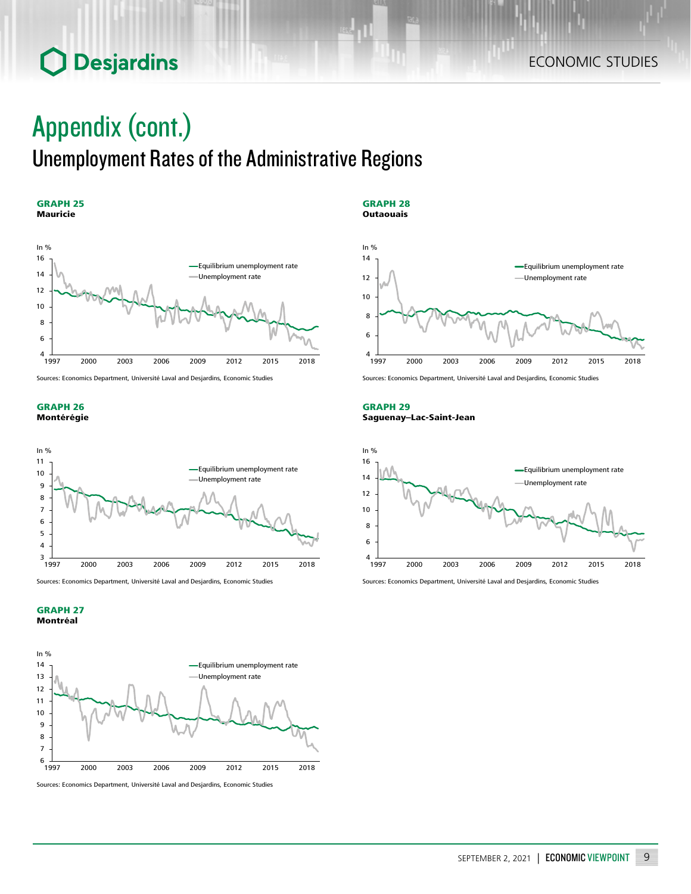# Appendix (cont.)

## Unemployment Rates of the Administrative Regions

**GRAPH 25**
**Mauricie**

In %
16
14
12
10
8
6
4
1997 2000 2003 2006 2009 2012 2015 2018

Equilibrium unemployment rate
Unemployment rate

Sources: Economics Department, Université Laval and Desjardins, Economic Studies

**GRAPH 26**
**Montérégie**

In %
11
10
9
8
7
6
5
4
3
1997 2000 2003 2006 2009 2012 2015 2018

Equilibrium unemployment rate
Unemployment rate

Sources: Economics Department, Université Laval and Desjardins, Economic Studies

**GRAPH 27**
**Montréal**

In %
14
13
12
11
10
9
8
7
6
1997 2000 2003 2006 2009 2012 2015 2018

Equilibrium unemployment rate
Unemployment rate

Sources: Economics Department, Université Laval and Desjardins, Economic Studies

**GRAPH 28**
**Outaouais**

In %
14
12
10
8
6
4
1997 2000 2003 2006 2009 2012 2015 2018

Equilibrium unemployment rate
Unemployment rate

Sources: Economics Department, Université Laval and Desjardins, Economic Studies

**GRAPH 29**
**Saguenay–Lac-Saint-Jean**

In %
16
14
12
10
8
6
4
1997 2000 2003 2006 2009 2012 2015 2018

Equilibrium unemployment rate
Unemployment rate

Sources: Economics Department, Université Laval and Desjardins, Economic Studies